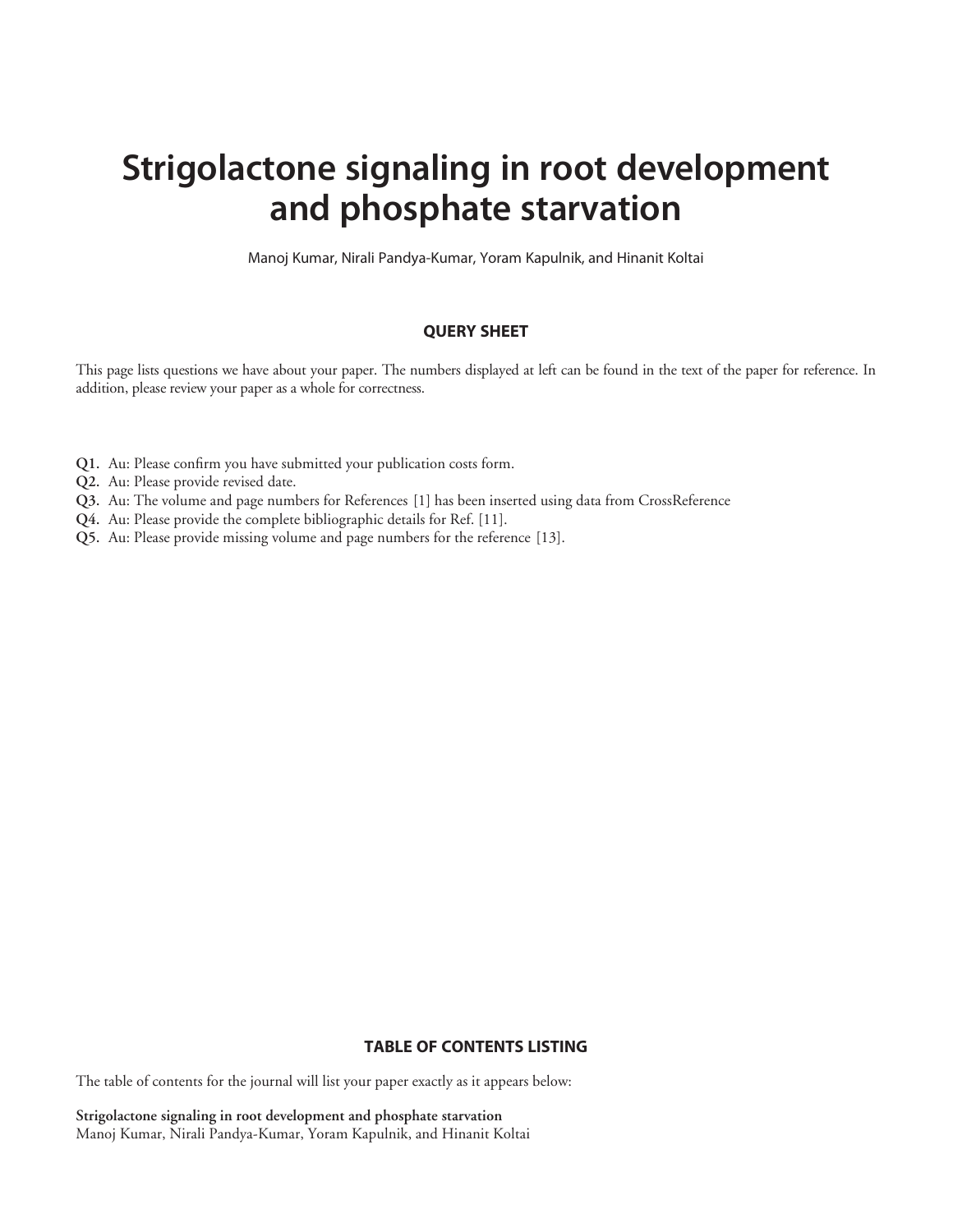# Strigolactone signaling in root development and phosphate starvation

Manoj Kumar, Nirali Pandya-Kumar, Yoram Kapulnik, and Hinanit Koltai

## QUERY SHEET

This page lists questions we have about your paper. The numbers displayed at left can be found in the text of the paper for reference. In addition, please review your paper as a whole for correctness.

**Q1.** Au: Please confirm you have submitted your publication costs form.
**Q2.** Au: Please provide revised date.
**Q3.** Au: The volume and page numbers for References [1] has been inserted using data from CrossReference
**Q4.** Au: Please provide the complete bibliographic details for Ref. [11].
**Q5.** Au: Please provide missing volume and page numbers for the reference [13].

## TABLE OF CONTENTS LISTING

The table of contents for the journal will list your paper exactly as it appears below:

**Strigolactone signaling in root development and phosphate starvation**
Manoj Kumar, Nirali Pandya-Kumar, Yoram Kapulnik, and Hinanit Koltai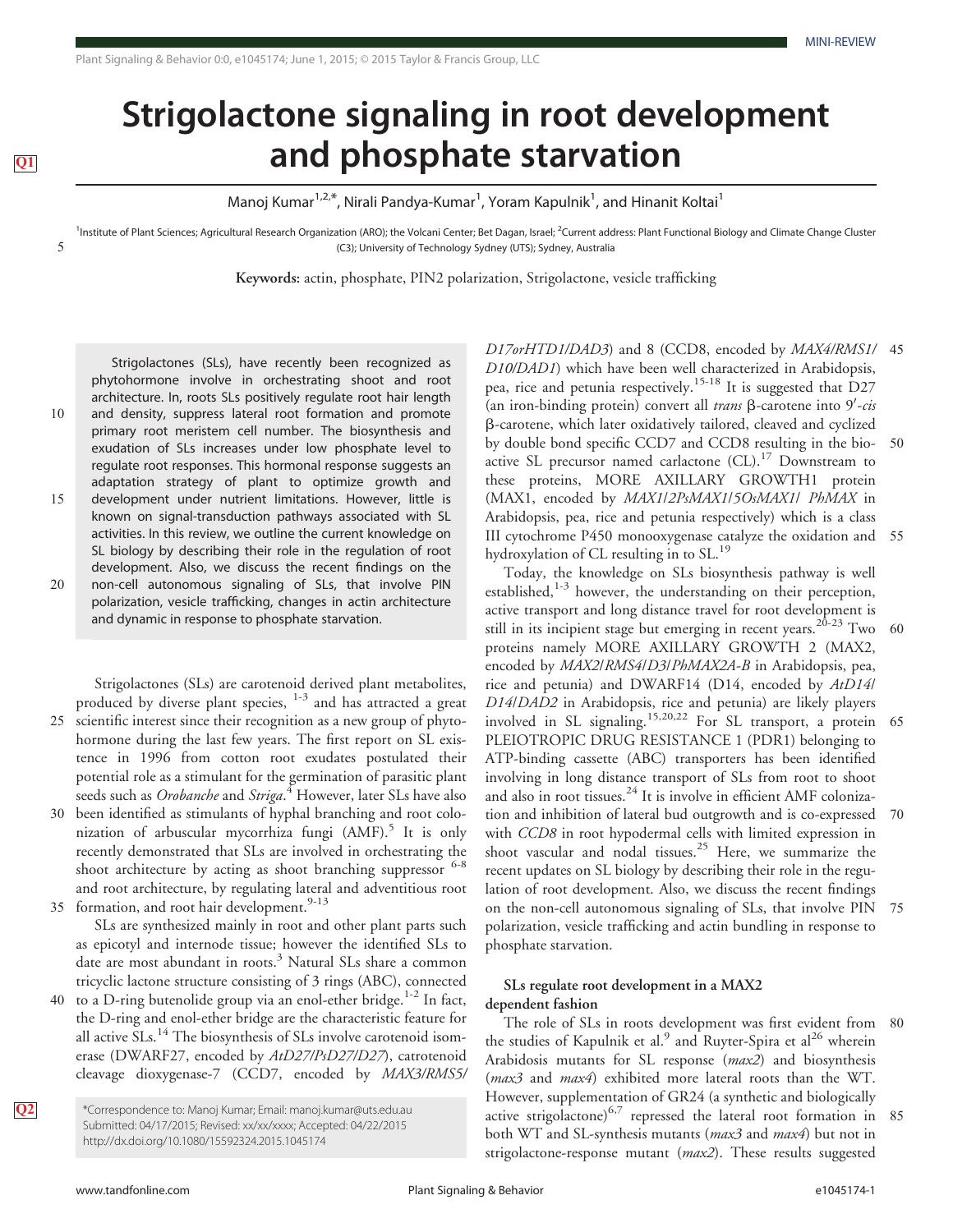# Strigolactone signaling in root development and phosphate starvation

Manoj Kumar[1,2,*], Nirali Pandya-Kumar[1], Yoram Kapulnik[1], and Hinanit Koltai[1]

[1]Institute of Plant Sciences; Agricultural Research Organization (ARO); the Volcani Center; Bet Dagan, Israel; [2]Current address: Plant Functional Biology and Climate Change Cluster (C3); University of Technology Sydney (UTS); Sydney, Australia

**Keywords:** actin, phosphate, PIN2 polarization, Strigolactone, vesicle trafficking

Strigolactones (SLs), have recently been recognized as phytohormone involve in orchestrating shoot and root architecture. In, roots SLs positively regulate root hair length and density, suppress lateral root formation and promote primary root meristem cell number. The biosynthesis and exudation of SLs increases under low phosphate level to regulate root responses. This hormonal response suggests an adaptation strategy of plant to optimize growth and development under nutrient limitations. However, little is known on signal-transduction pathways associated with SL activities. In this review, we outline the current knowledge on SL biology by describing their role in the regulation of root development. Also, we discuss the recent findings on the non-cell autonomous signaling of SLs, that involve PIN polarization, vesicle trafficking, changes in actin architecture and dynamic in response to phosphate starvation.

Strigolactones (SLs) are carotenoid derived plant metabolites, produced by diverse plant species, [1-3] and has attracted a great scientific interest since their recognition as a new group of phytohormone during the last few years. The first report on SL existence in 1996 from cotton root exudates postulated their potential role as a stimulant for the germination of parasitic plant seeds such as *Orobanche* and *Striga*.[4] However, later SLs have also been identified as stimulants of hyphal branching and root colonization of arbuscular mycorrhiza fungi (AMF).[5] It is only recently demonstrated that SLs are involved in orchestrating the shoot architecture by acting as shoot branching suppressor [6-8] and root architecture, by regulating lateral and adventitious root formation, and root hair development.[9-13]

SLs are synthesized mainly in root and other plant parts such as epicotyl and internode tissue; however the identified SLs to date are most abundant in roots.[3] Natural SLs share a common tricyclic lactone structure consisting of 3 rings (ABC), connected to a D-ring butenolide group via an enol-ether bridge.[1-2] In fact, the D-ring and enol-ether bridge are the characteristic feature for all active SLs.[14] The biosynthesis of SLs involve carotenoid isomerase (DWARF27, encoded by *AtD27/PsD27/D27*), catrotenoid cleavage dioxygenase-7 (CCD7, encoded by *MAX3/RMS5/D17orHTD1/DAD3*) and 8 (CCD8, encoded by *MAX4/RMS1/D10/DAD1*) which have been well characterized in Arabidopsis, pea, rice and petunia respectively.[15-18] It is suggested that D27 (an iron-binding protein) convert all *trans* β-carotene into 9′-*cis* β-carotene, which later oxidatively tailored, cleaved and cyclized by double bond specific CCD7 and CCD8 resulting in the bioactive SL precursor named carlactone (CL).[17] Downstream to these proteins, MORE AXILLARY GROWTH1 protein (MAX1, encoded by *MAX1/2PsMAX1/5OsMAX1/ PhMAX* in Arabidopsis, pea, rice and petunia respectively) which is a class III cytochrome P450 monooxygenase catalyze the oxidation and hydroxylation of CL resulting in to SL.[19]

Today, the knowledge on SLs biosynthesis pathway is well established,[1-3] however, the understanding on their perception, active transport and long distance travel for root development is still in its incipient stage but emerging in recent years.[20-23] Two proteins namely MORE AXILLARY GROWTH 2 (MAX2, encoded by *MAX2/RMS4/D3/PhMAX2A-B* in Arabidopsis, pea, rice and petunia) and DWARF14 (D14, encoded by *AtD14/D14/DAD2* in Arabidopsis, rice and petunia) are likely players involved in SL signaling.[15,20,22] For SL transport, a protein PLEIOTROPIC DRUG RESISTANCE 1 (PDR1) belonging to ATP-binding cassette (ABC) transporters has been identified involving in long distance transport of SLs from root to shoot and also in root tissues.[24] It is involve in efficient AMF colonization and inhibition of lateral bud outgrowth and is co-expressed with *CCD8* in root hypodermal cells with limited expression in shoot vascular and nodal tissues.[25] Here, we summarize the recent updates on SL biology by describing their role in the regulation of root development. Also, we discuss the recent findings on the non-cell autonomous signaling of SLs, that involve PIN polarization, vesicle trafficking and actin bundling in response to phosphate starvation.

## SLs regulate root development in a MAX2 dependent fashion

The role of SLs in roots development was first evident from the studies of Kapulnik et al.[9] and Ruyter-Spira et al[26] wherein Arabidosis mutants for SL response (*max2*) and biosynthesis (*max3* and *max4*) exhibited more lateral roots than the WT. However, supplementation of GR24 (a synthetic and biologically active strigolactone)[6,7] repressed the lateral root formation in both WT and SL-synthesis mutants (*max3* and *max4*) but not in strigolactone-response mutant (*max2*). These results suggested

*Correspondence to: Manoj Kumar; Email: manoj.kumar@uts.edu.au
Submitted: 04/17/2015; Revised: xx/xx/xxxx; Accepted: 04/22/2015
http://dx.doi.org/10.1080/15592324.2015.1045174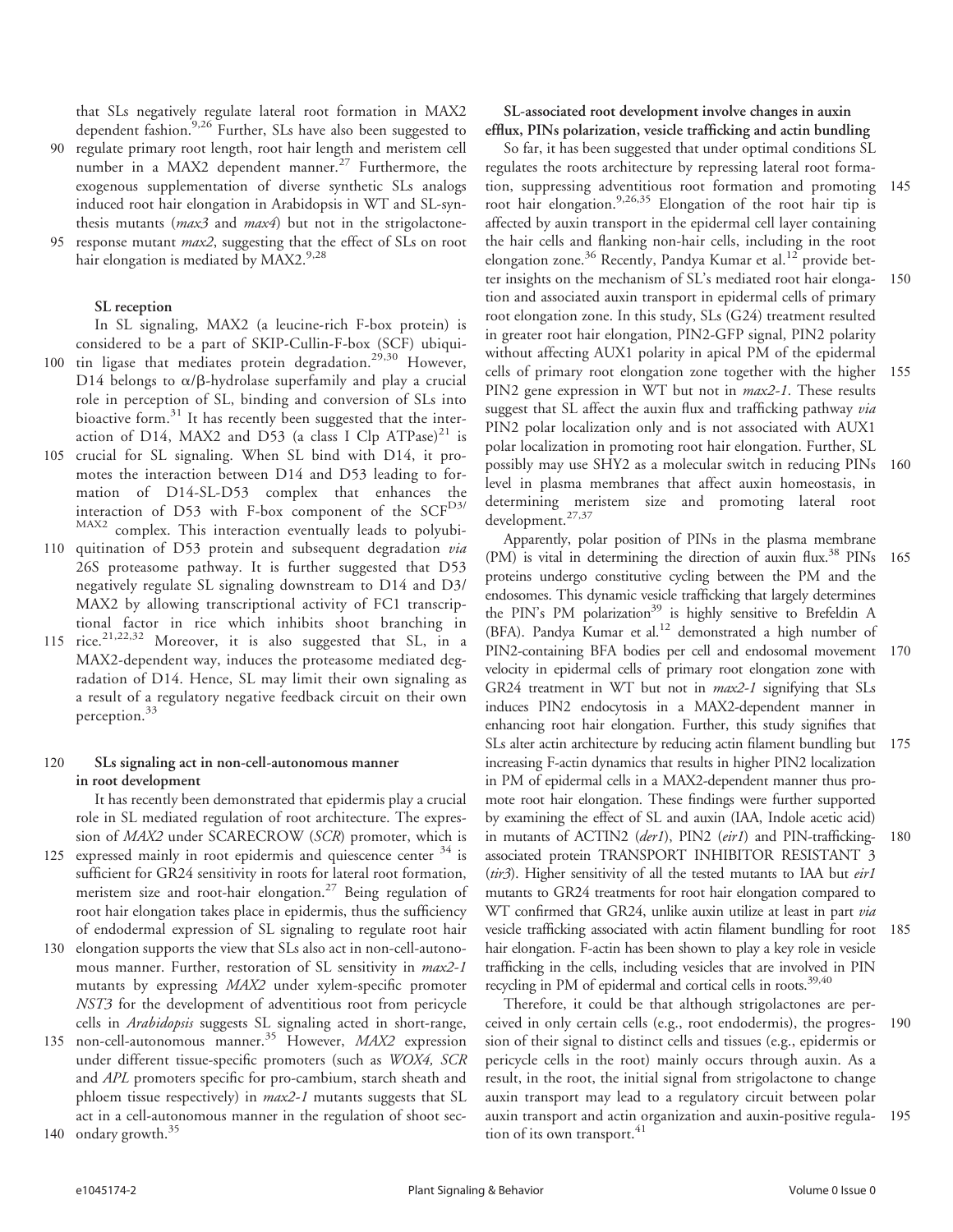that SLs negatively regulate lateral root formation in MAX2 dependent fashion.[9,26] Further, SLs have also been suggested to regulate primary root length, root hair length and meristem cell number in a MAX2 dependent manner.[27] Furthermore, the exogenous supplementation of diverse synthetic SLs analogs induced root hair elongation in Arabidopsis in WT and SL-synthesis mutants (*max3* and *max4*) but not in the strigolactone-response mutant *max2*, suggesting that the effect of SLs on root hair elongation is mediated by MAX2.[9,28]

### SL reception

In SL signaling, MAX2 (a leucine-rich F-box protein) is considered to be a part of SKIP-Cullin-F-box (SCF) ubiquitin ligase that mediates protein degradation.[29,30] However, D14 belongs to α/β-hydrolase superfamily and play a crucial role in perception of SL, binding and conversion of SLs into bioactive form.[31] It has recently been suggested that the interaction of D14, MAX2 and D53 (a class I Clp ATPase)[21] is crucial for SL signaling. When SL bind with D14, it promotes the interaction between D14 and D53 leading to formation of D14-SL-D53 complex that enhances the interaction of D53 with F-box component of the $SCF^{D3/MAX2}$ complex. This interaction eventually leads to polyubiquitination of D53 protein and subsequent degradation *via* 26S proteasome pathway. It is further suggested that D53 negatively regulate SL signaling downstream to D14 and D3/MAX2 by allowing transcriptional activity of FC1 transcriptional factor in rice which inhibits shoot branching in rice.[21,22,32] Moreover, it is also suggested that SL, in a MAX2-dependent way, induces the proteasome mediated degradation of D14. Hence, SL may limit their own signaling as a result of a regulatory negative feedback circuit on their own perception.[33]

### SLs signaling act in non-cell-autonomous manner in root development

It has recently been demonstrated that epidermis play a crucial role in SL mediated regulation of root architecture. The expression of *MAX2* under SCARECROW (*SCR*) promoter, which is expressed mainly in root epidermis and quiescence center [34] is sufficient for GR24 sensitivity in roots for lateral root formation, meristem size and root-hair elongation.[27] Being regulation of root hair elongation takes place in epidermis, thus the sufficiency of endodermal expression of SL signaling to regulate root hair elongation supports the view that SLs also act in non-cell-autonomous manner. Further, restoration of SL sensitivity in *max2-1* mutants by expressing *MAX2* under xylem-specific promoter *NST3* for the development of adventitious root from pericycle cells in *Arabidopsis* suggests SL signaling acted in short-range, non-cell-autonomous manner.[35] However, *MAX2* expression under different tissue-specific promoters (such as *WOX4, SCR* and *APL* promoters specific for pro-cambium, starch sheath and phloem tissue respectively) in *max2-1* mutants suggests that SL act in a cell-autonomous manner in the regulation of shoot secondary growth.[35]

### SL-associated root development involve changes in auxin efflux, PINs polarization, vesicle trafficking and actin bundling

So far, it has been suggested that under optimal conditions SL regulates the roots architecture by repressing lateral root formation, suppressing adventitious root formation and promoting root hair elongation.[9,26,35] Elongation of the root hair tip is affected by auxin transport in the epidermal cell layer containing the hair cells and flanking non-hair cells, including in the root elongation zone.[36] Recently, Pandya Kumar et al.[12] provide better insights on the mechanism of SL's mediated root hair elongation and associated auxin transport in epidermal cells of primary root elongation zone. In this study, SLs (G24) treatment resulted in greater root hair elongation, PIN2-GFP signal, PIN2 polarity without affecting AUX1 polarity in apical PM of the epidermal cells of primary root elongation zone together with the higher PIN2 gene expression in WT but not in *max2-1*. These results suggest that SL affect the auxin flux and trafficking pathway *via* PIN2 polar localization only and is not associated with AUX1 polar localization in promoting root hair elongation. Further, SL possibly may use SHY2 as a molecular switch in reducing PINs level in plasma membranes that affect auxin homeostasis, in determining meristem size and promoting lateral root development.[27,37]

Apparently, polar position of PINs in the plasma membrane (PM) is vital in determining the direction of auxin flux.[38] PINs proteins undergo constitutive cycling between the PM and the endosomes. This dynamic vesicle trafficking that largely determines the PIN's PM polarization[39] is highly sensitive to Brefeldin A (BFA). Pandya Kumar et al.[12] demonstrated a high number of PIN2-containing BFA bodies per cell and endosomal movement velocity in epidermal cells of primary root elongation zone with GR24 treatment in WT but not in *max2-1* signifying that SLs induces PIN2 endocytosis in a MAX2-dependent manner in enhancing root hair elongation. Further, this study signifies that SLs alter actin architecture by reducing actin filament bundling but increasing F-actin dynamics that results in higher PIN2 localization in PM of epidermal cells in a MAX2-dependent manner thus promote root hair elongation. These findings were further supported by examining the effect of SL and auxin (IAA, Indole acetic acid) in mutants of ACTIN2 (*der1*), PIN2 (*eir1*) and PIN-trafficking-associated protein TRANSPORT INHIBITOR RESISTANT 3 (*tir3*). Higher sensitivity of all the tested mutants to IAA but *eir1* mutants to GR24 treatments for root hair elongation compared to WT confirmed that GR24, unlike auxin utilize at least in part *via* vesicle trafficking associated with actin filament bundling for root hair elongation. F-actin has been shown to play a key role in vesicle trafficking in the cells, including vesicles that are involved in PIN recycling in PM of epidermal and cortical cells in roots.[39,40]

Therefore, it could be that although strigolactones are perceived in only certain cells (e.g., root endodermis), the progression of their signal to distinct cells and tissues (e.g., epidermis or pericycle cells in the root) mainly occurs through auxin. As a result, in the root, the initial signal from strigolactone to change auxin transport may lead to a regulatory circuit between polar auxin transport and actin organization and auxin-positive regulation of its own transport.[41]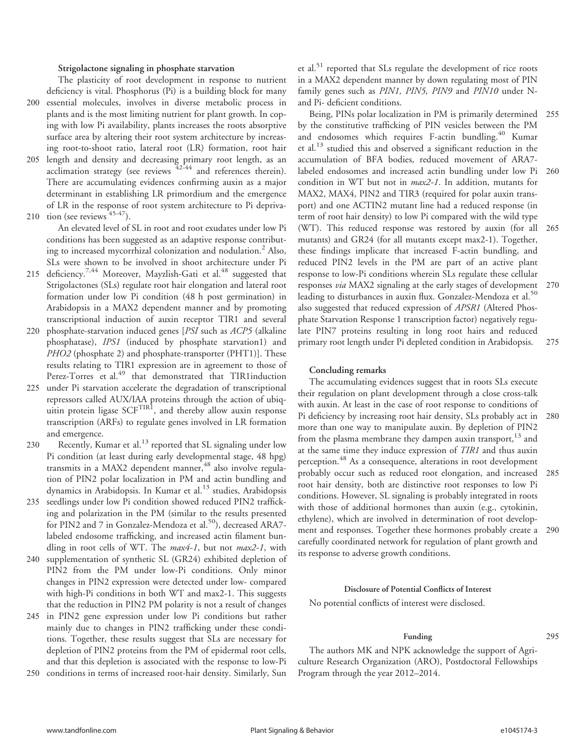### Strigolactone signaling in phosphate starvation

The plasticity of root development in response to nutrient deficiency is vital. Phosphorus (Pi) is a building block for many essential molecules, involves in diverse metabolic process in plants and is the most limiting nutrient for plant growth. In coping with low Pi availability, plants increases the roots absorptive surface area by altering their root system architecture by increasing root-to-shoot ratio, lateral root (LR) formation, root hair length and density and decreasing primary root length, as an acclimation strategy (see reviews [42-44] and references therein). There are accumulating evidences confirming auxin as a major determinant in establishing LR primordium and the emergence of LR in the response of root system architecture to Pi deprivation (see reviews [45-47]).

An elevated level of SL in root and root exudates under low Pi conditions has been suggested as an adaptive response contributing to increased mycorrhizal colonization and nodulation.[2] Also, SLs were shown to be involved in shoot architecture under Pi deficiency.[7,44] Moreover, Mayzlish-Gati et al.[48] suggested that Strigolactones (SLs) regulate root hair elongation and lateral root formation under low Pi condition (48 h post germination) in Arabidopsis in a MAX2 dependent manner and by promoting transcriptional induction of auxin receptor TIR1 and several phosphate-starvation induced genes [*PSI* such as *ACP5* (alkaline phosphatase), *IPS1* (induced by phosphate starvation1) and *PHO2* (phosphate 2) and phosphate-transporter (PHT1)]. These results relating to TIR1 expression are in agreement to those of Perez-Torres et al.[49] that demonstrated that TIR1induction under Pi starvation accelerate the degradation of transcriptional repressors called AUX/IAA proteins through the action of ubiquitin protein ligase $SCF^{TIR1}$, and thereby allow auxin response transcription (ARFs) to regulate genes involved in LR formation and emergence.

Recently, Kumar et al.[13] reported that SL signaling under low Pi condition (at least during early developmental stage, 48 hpg) transmits in a MAX2 dependent manner,[48] also involve regulation of PIN2 polar localization in PM and actin bundling and dynamics in Arabidopsis. In Kumar et al.[13] studies, Arabidopsis seedlings under low Pi condition showed reduced PIN2 trafficking and polarization in the PM (similar to the results presented for PIN2 and 7 in Gonzalez-Mendoza et al.[50]), decreased ARA7-labeled endosome trafficking, and increased actin filament bundling in root cells of WT. The *max4-1*, but not *max2-1*, with supplementation of synthetic SL (GR24) exhibited depletion of PIN2 from the PM under low-Pi conditions. Only minor changes in PIN2 expression were detected under low- compared with high-Pi conditions in both WT and max2-1. This suggests that the reduction in PIN2 PM polarity is not a result of changes in PIN2 gene expression under low Pi conditions but rather mainly due to changes in PIN2 trafficking under these conditions. Together, these results suggest that SLs are necessary for depletion of PIN2 proteins from the PM of epidermal root cells, and that this depletion is associated with the response to low-Pi conditions in terms of increased root-hair density. Similarly, Sun et al.[51] reported that SLs regulate the development of rice roots in a MAX2 dependent manner by down regulating most of PIN family genes such as *PIN1, PIN5, PIN9* and *PIN10* under N- and Pi- deficient conditions.

Being, PINs polar localization in PM is primarily determined by the constitutive trafficking of PIN vesicles between the PM and endosomes which requires F-actin bundling.[40] Kumar et al.[13] studied this and observed a significant reduction in the accumulation of BFA bodies, reduced movement of ARA7-labeled endosomes and increased actin bundling under low Pi condition in WT but not in *max2-1*. In addition, mutants for MAX2, MAX4, PIN2 and TIR3 (required for polar auxin transport) and one ACTIN2 mutant line had a reduced response (in term of root hair density) to low Pi compared with the wild type (WT). This reduced response was restored by auxin (for all mutants) and GR24 (for all mutants except max2-1). Together, these findings implicate that increased F-actin bundling, and reduced PIN2 levels in the PM are part of an active plant response to low-Pi conditions wherein SLs regulate these cellular responses *via* MAX2 signaling at the early stages of development leading to disturbances in auxin flux. Gonzalez-Mendoza et al.[50] also suggested that reduced expression of *APSR1* (Altered Phosphate Starvation Response 1 transcription factor) negatively regulate PIN7 proteins resulting in long root hairs and reduced primary root length under Pi depleted condition in Arabidopsis.

### Concluding remarks

The accumulating evidences suggest that in roots SLs execute their regulation on plant development through a close cross-talk with auxin. At least in the case of root response to conditions of Pi deficiency by increasing root hair density, SLs probably act in more than one way to manipulate auxin. By depletion of PIN2 from the plasma membrane they dampen auxin transport,[13] and at the same time they induce expression of *TIR1* and thus auxin perception.[48] As a consequence, alterations in root development probably occur such as reduced root elongation, and increased root hair density, both are distinctive root responses to low Pi conditions. However, SL signaling is probably integrated in roots with those of additional hormones than auxin (e.g., cytokinin, ethylene), which are involved in determination of root development and responses. Together these hormones probably create a carefully coordinated network for regulation of plant growth and its response to adverse growth conditions.

#### Disclosure of Potential Conflicts of Interest

No potential conflicts of interest were disclosed.

#### Funding

The authors MK and NPK acknowledge the support of Agriculture Research Organization (ARO), Postdoctoral Fellowships Program through the year 2012–2014.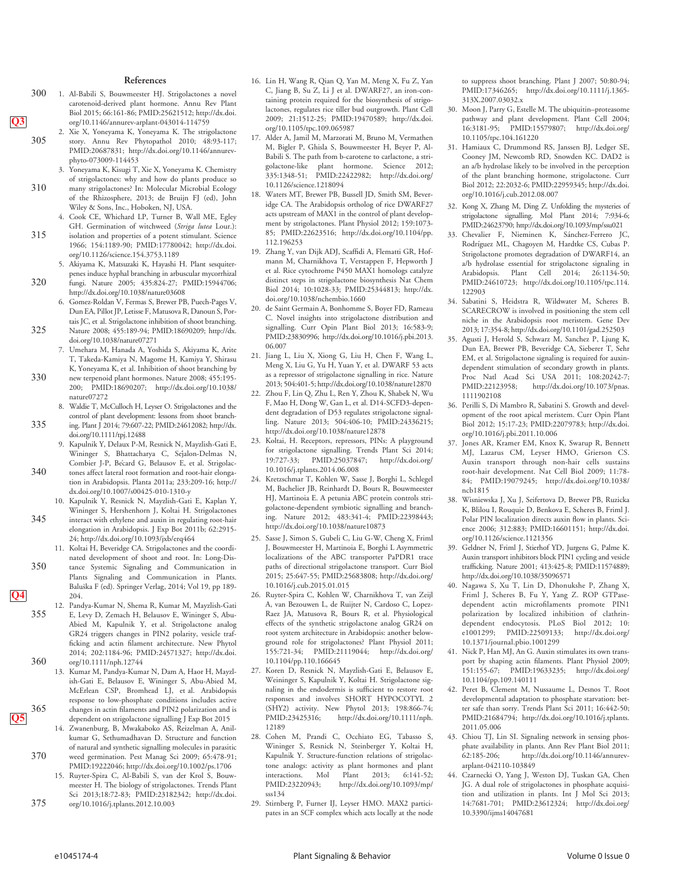## References

1. Al-Babili S, Bouwmeester HJ. Strigolactones a novel carotenoid-derived plant hormone. Annu Rev Plant Biol 2015; 66:161-86; PMID:25621512; http://dx.doi.org/10.1146/annurev-arplant-043014-114759
2. Xie X, Yoneyama K, Yoneyama K. The strigolactone story. Annu Rev Phytopathol 2010; 48:93-117; PMID:20687831; http://dx.doi.org/10.1146/annurev-phyto-073009-114453
3. Yoneyama K, Kisugi T, Xie X, Yoneyama K. Chemistry of strigolactones: why and how do plants produce so many strigolactones? In: Molecular Microbial Ecology of the Rhizosphere, 2013; de Bruijn FJ (ed), John Wiley & Sons, Inc., Hoboken, NJ, USA.
4. Cook CE, Whichard LP, Turner B, Wall ME, Egley GH. Germination of witchweed (*Striga lutea* Lour.): isolation and properties of a potent stimulant. Science 1966; 154:1189-90; PMID:17780042; http://dx.doi.org/10.1126/science.154.3753.1189
5. Akiyama K, Matsuzaki K, Hayashi H. Plant sesquiterpenes induce hyphal branching in arbuscular mycorrhizal fungi. Nature 2005; 435:824-27; PMID:15944706; http://dx.doi.org/10.1038/nature03608
6. Gomez-Roldan V, Fermas S, Brewer PB, Puech-Pages V, Dun EA, Pillot JP, Letisse F, Matusova R, Danoun S, Portais JC, et al. Strigolactone inhibition of shoot branching. Nature 2008; 455:189-94; PMID:18690209; http://dx.doi.org/10.1038/nature07271
7. Umehara M, Hanada A, Yoshida S, Akiyama K, Arite T, Takeda-Kamiya N, Magome H, Kamiya Y, Shirasu K, Yoneyama K, et al. Inhibition of shoot branching by new terpenoid plant hormones. Nature 2008; 455:195-200; PMID:18690207; http://dx.doi.org/10.1038/nature07272
8. Waldie T, McCulloch H, Leyser O. Strigolactones and the control of plant development: lessons from shoot branching. Plant J 2014; 79:607-22; PMID:24612082; http://dx.doi.org/10.1111/tpj.12488
9. Kapulnik Y, Delaux P-M, Resnick N, Mayzlish-Gati E, Wininger S, Bhattacharya C, Sejalon-Delmas N, Combier J-P, Bécard G, Belausov E, et al. Strigolactones affect lateral root formation and root-hair elongation in Arabidopsis. Planta 2011a; 233:209-16; http://dx.doi.org/10.1007/s00425-010-1310-y
10. Kapulnik Y, Resnick N, Mayzlish-Gati E, Kaplan Y, Wininger S, Hershenhorn J, Koltai H. Strigolactones interact with ethylene and auxin in regulating root-hair elongation in Arabidopsis. J Exp Bot 2011b; 62:2915-24; http://dx.doi.org/10.1093/jxb/erq464
11. Koltai H, Beveridge CA. Strigolactones and the coordinated development of shoot and root. In: Long-Distance Systemic Signaling and Communication in Plants Signaling and Communication in Plants. Baluška F (ed). Springer Verlag, 2014; Vol 19, pp 189-204.
12. Pandya-Kumar N, Shema R, Kumar M, Mayzlish-Gati E, Levy D, Zemach H, Belausov E, Wininger S, Abu-Abied M, Kapulnik Y, et al. Strigolactone analog GR24 triggers changes in PIN2 polarity, vesicle trafficking and actin filament architecture. New Phytol 2014; 202:1184-96; PMID:24571327; http://dx.doi.org/10.1111/nph.12744
13. Kumar M, Pandya-Kumar N, Dam A, Haor H, Mayzlish-Gati E, Belausov E, Wininger S, Abu-Abied M, McErlean CSP, Bromhead LJ, et al. Arabidopsis response to low-phosphate conditions includes active changes in actin filaments and PIN2 polarization and is dependent on strigolactone signalling J Exp Bot 2015
14. Zwanenburg, B, Mwakaboko AS, Reizelman A, Anilkumar G, Sethumadhavan D. Structure and function of natural and synthetic signalling molecules in parasitic weed germination. Pest Manag Sci 2009; 65:478-91; PMID:19222046; http://dx.doi.org/10.1002/ps.1706
15. Ruyter-Spira C, Al-Babili S, van der Krol S, Bouwmeester H. The biology of strigolactones. Trends Plant Sci 2013;18:72-83; PMID:23182342; http://dx.doi.org/10.1016/j.tplants.2012.10.003
16. Lin H, Wang R, Qian Q, Yan M, Meng X, Fu Z, Yan C, Jiang B, Su Z, Li J et al. DWARF27, an iron-containing protein required for the biosynthesis of strigolactones, regulates rice tiller bud outgrowth. Plant Cell 2009; 21:1512-25; PMID:19470589; http://dx.doi.org/10.1105/tpc.109.065987
17. Alder A, Jamil M, Marzorati M, Bruno M, Vermathen M, Bigler P, Ghisla S, Bouwmeester H, Beyer P, Al-Babili S. The path from b-carotene to carlactone, a strigolactone-like plant hormone. Science 2012; 335:1348-51; PMID:22422982; http://dx.doi.org/10.1126/science.1218094
18. Waters MT, Brewer PB, Bussell JD, Smith SM, Beveridge CA. The Arabidopsis ortholog of rice DWARF27 acts upstream of MAX1 in the control of plant development by strigolactones. Plant Physiol 2012; 159:1073-85; PMID:22623516; http://dx.doi.org/10.1104/pp.112.196253
19. Zhang Y, van Dijk ADJ, Scaffidi A, Flematti GR, Hofmann M, Charnikhova T, Verstappen F, Hepworth J et al. Rice cytochrome P450 MAX1 homologs catalyze distinct steps in strigolactone biosynthesis Nat Chem Biol 2014; 10:1028-33; PMID:25344813; http://dx.doi.org/10.1038/nchembio.1660
20. de Saint Germain A, Bonhomme S, Boyer FD, Rameau C. Novel insights into strigolactone distribution and signalling. Curr Opin Plant Biol 2013; 16:583-9; PMID:23830996; http://dx.doi.org/10.1016/j.pbi.2013.06.007
21. Jiang L, Liu X, Xiong G, Liu H, Chen F, Wang L, Meng X, Liu G, Yu H, Yuan Y, et al. DWARF 53 acts as a repressor of strigolactone signalling in rice. Nature 2013; 504:401-5; http://dx.doi.org/10.1038/nature12870
22. Zhou F, Lin Q, Zhu L, Ren Y, Zhou K, Shabek N, Wu F, Mao H, Dong W, Gan L, et al. D14-SCFD3-dependent degradation of D53 regulates strigolactone signalling. Nature 2013; 504:406-10; PMID:24336215; http://dx.doi.org/10.1038/nature12878
23. Koltai, H. Receptors, repressors, PINs: A playground for strigolactone signalling. Trends Plant Sci 2014; 19:727-33; PMID:25037847; http://dx.doi.org/10.1016/j.tplants.2014.06.008
24. Kretzschmar T, Kohlen W, Sasse J, Borghi L, Schlegel M, Bachelier JB, Reinhardt D, Bours R, Bouwmeester HJ, Martinoia E. A petunia ABC protein controls strigolactone-dependent symbiotic signalling and branching. Nature 2012; 483:341-4; PMID:22398443; http://dx.doi.org/10.1038/nature10873
25. Sasse J, Simon S, Gubeli C, Liu G-W, Cheng X, Friml J, Bouwmeester H, Martinoia E, Borghi L Asymmetric localizations of the ABC transporter PaPDR1 trace paths of directional strigolactone transport. Curr Biol 2015; 25:647-55; PMID:25683808; http://dx.doi.org/10.1016/j.cub.2015.01.015
26. Ruyter-Spira C, Kohlen W, Charnikhova T, van Zeijl A, van Bezouwen L, de Ruijter N, Cardoso C, Lopez-Raez JA, Matusova R, Bours R, et al. Physiological effects of the synthetic strigolactone analog GR24 on root system architecture in Arabidopsis: another belowground role for strigolactones? Plant Physiol 2011; 155:721-34; PMID:21119044; http://dx.doi.org/10.1104/pp.110.166645
27. Koren D, Resnick N, Mayzlish-Gati E, Belausov E, Weininger S, Kapulnik Y, Koltai H. Strigolactone signaling in the endodermis is sufficient to restore root responses and involves SHORT HYPOCOTYL 2 (SHY2) activity. New Phytol 2013; 198:866-74; PMID:23425316; http://dx.doi.org/10.1111/nph.12189
28. Cohen M, Prandi C, Occhiato EG, Tabasso S, Wininger S, Resnick N, Steinberger Y, Koltai H, Kapulnik Y. Structure-function relations of strigolactone analogs: activity as plant hormones and plant interactions. Mol Plant 2013; 6:141-52; PMID:23220943; http://dx.doi.org/10.1093/mp/sss134
29. Stirnberg P, Furner IJ, Leyser HMO. MAX2 participates in an SCF complex which acts locally at the node to suppress shoot branching. Plant J 2007; 50:80-94; PMID:17346265; http://dx.doi.org/10.1111/j.1365-313X.2007.03032.x
30. Moon J, Parry G, Estelle M. The ubiquitin–proteasome pathway and plant development. Plant Cell 2004; 16:3181-95; PMID:15579807; http://dx.doi.org/10.1105/tpc.104.161220
31. Hamiaux C, Drummond RS, Janssen BJ, Ledger SE, Cooney JM, Newcomb RD, Snowden KC. DAD2 is an a/b hydrolase likely to be involved in the perception of the plant branching hormone, strigolactone. Curr Biol 2012; 22:2032-6; PMID:22959345; http://dx.doi.org/10.1016/j.cub.2012.08.007
32. Kong X, Zhang M, Ding Z. Unfolding the mysteries of strigolactone signalling. Mol Plant 2014; 7:934-6; PMID:24623790; http://dx.doi.org/10.1093/mp/ssu021
33. Chevalier F, Nieminen K, Sánchez-Ferrero JC, Rodríguez ML, Chagoyen M, Hardtke CS, Cubas P. Strigolactone promotes degradation of DWARF14, an a/b hydrolase essential for strigolactone signaling in Arabidopsis. Plant Cell 2014; 26:1134-50; PMID:24610723; http://dx.doi.org/10.1105/tpc.114.122903
34. Sabatini S, Heidstra R, Wildwater M, Scheres B. SCARECROW is involved in positioning the stem cell niche in the Arabidopsis root meristem. Gene Dev 2013; 17:354-8; http://dx.doi.org/10.1101/gad.252503
35. Agusti J, Herold S, Schwarz M, Sanchez P, Ljung K, Dun EA, Brewer PB, Beveridge CA, Sieberer T, Sehr EM, et al. Strigolactone signaling is required for auxin-dependent stimulation of secondary growth in plants. Proc Natl Acad Sci USA 2011; 108:20242-7; PMID:22123958; http://dx.doi.org/10.1073/pnas.1111902108
36. Perilli S, Di Mambro R, Sabatini S. Growth and development of the root apical meristem. Curr Opin Plant Biol 2012; 15:17-23; PMID:22079783; http://dx.doi.org/10.1016/j.pbi.2011.10.006
37. Jones AR, Kramer EM, Knox K, Swarup R, Bennett MJ, Lazarus CM, Leyser HMO, Grierson CS. Auxin transport through non-hair cells sustains root-hair development. Nat Cell Biol 2009; 11:78-84; PMID:19079245; http://dx.doi.org/10.1038/ncb1815
38. Wisniewska J, Xu J, Seifertova D, Brewer PB, Ruzicka K, Blilou I, Rouquie D, Benkova E, Scheres B, Friml J. Polar PIN localization directs auxin flow in plants. Science 2006; 312:883; PMID:16601151; http://dx.doi.org/10.1126/science.1121356
39. Geldner N, Friml J, Stierhof YD, Jurgens G, Palme K. Auxin transport inhibitors block PIN1 cycling and vesicle trafficking. Nature 2001; 413:425-8; PMID:11574889; http://dx.doi.org/10.1038/35096571
40. Nagawa S, Xu T, Lin D, Dhonukshe P, Zhang X, Friml J, Scheres B, Fu Y, Yang Z. ROP GTPase-dependent actin microfilaments promote PIN1 polarization by localized inhibition of clathrin-dependent endocytosis. PLoS Biol 2012; 10:e1001299; PMID:22509133; http://dx.doi.org/10.1371/journal.pbio.1001299
41. Nick P, Han MJ, An G. Auxin stimulates its own transport by shaping actin filaments. Plant Physiol 2009; 151:155-67; PMID:19633235; http://dx.doi.org/10.1104/pp.109.140111
42. Peret B, Clement M, Nussaume L, Desnos T. Root developmental adaptation to phosphate starvation: better safe than sorry. Trends Plant Sci 2011; 16:442-50; PMID:21684794; http://dx.doi.org/10.1016/j.tplants.2011.05.006
43. Chiou TJ, Lin SI. Signaling network in sensing phosphate availability in plants. Ann Rev Plant Biol 2011; 62:185-206; http://dx.doi.org/10.1146/annurev-arplant-042110-103849
44. Czarnecki O, Yang J, Weston DJ, Tuskan GA, Chen JG. A dual role of strigolactones in phosphate acquisition and utilization in plants. Int J Mol Sci 2013; 14:7681-701; PMID:23612324; http://dx.doi.org/10.3390/ijms14047681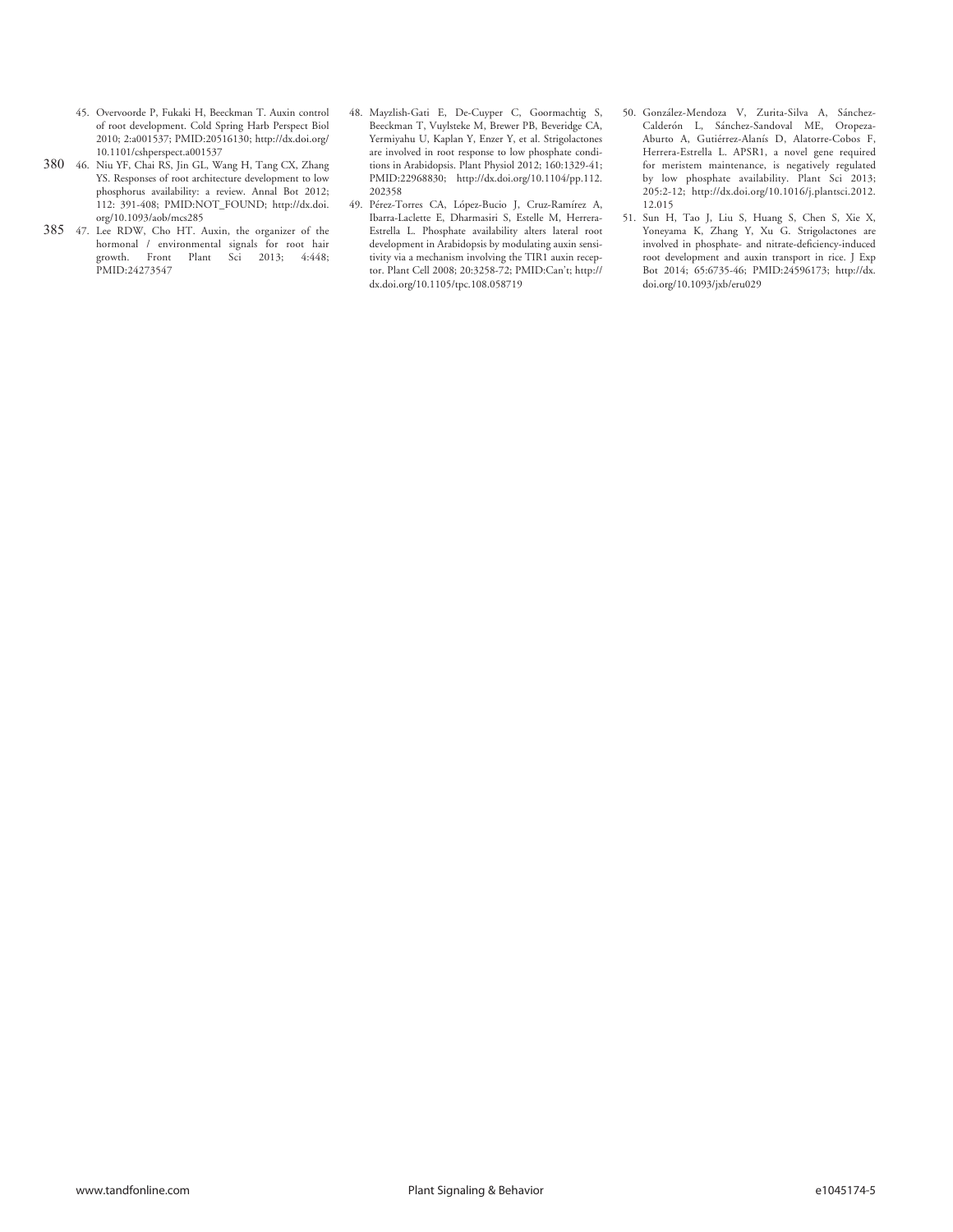45. Overvoorde P, Fukaki H, Beeckman T. Auxin control of root development. Cold Spring Harb Perspect Biol 2010; 2:a001537; PMID:20516130; http://dx.doi.org/10.1101/cshperspect.a001537
46. Niu YF, Chai RS, Jin GL, Wang H, Tang CX, Zhang YS. Responses of root architecture development to low phosphorus availability: a review. Annal Bot 2012; 112: 391-408; PMID:NOT_FOUND; http://dx.doi.org/10.1093/aob/mcs285
47. Lee RDW, Cho HT. Auxin, the organizer of the hormonal / environmental signals for root hair growth. Front Plant Sci 2013; 4:448; PMID:24273547
48. Mayzlish-Gati E, De-Cuyper C, Goormachtig S, Beeckman T, Vuylsteke M, Brewer PB, Beveridge CA, Yermiyahu U, Kaplan Y, Enzer Y, et al. Strigolactones are involved in root response to low phosphate conditions in Arabidopsis. Plant Physiol 2012; 160:1329-41; PMID:22968830; http://dx.doi.org/10.1104/pp.112.202358
49. Pérez-Torres CA, López-Bucio J, Cruz-Ramírez A, Ibarra-Laclette E, Dharmasiri S, Estelle M, Herrera-Estrella L. Phosphate availability alters lateral root development in Arabidopsis by modulating auxin sensitivity via a mechanism involving the TIR1 auxin receptor. Plant Cell 2008; 20:3258-72; PMID:Can't; http://dx.doi.org/10.1105/tpc.108.058719
50. González-Mendoza V, Zurita-Silva A, Sánchez-Calderón L, Sánchez-Sandoval ME, Oropeza-Aburto A, Gutiérrez-Alanís D, Alatorre-Cobos F, Herrera-Estrella L. APSR1, a novel gene required for meristem maintenance, is negatively regulated by low phosphate availability. Plant Sci 2013; 205:2-12; http://dx.doi.org/10.1016/j.plantsci.2012.12.015
51. Sun H, Tao J, Liu S, Huang S, Chen S, Xie X, Yoneyama K, Zhang Y, Xu G. Strigolactones are involved in phosphate- and nitrate-deficiency-induced root development and auxin transport in rice. J Exp Bot 2014; 65:6735-46; PMID:24596173; http://dx.doi.org/10.1093/jxb/eru029